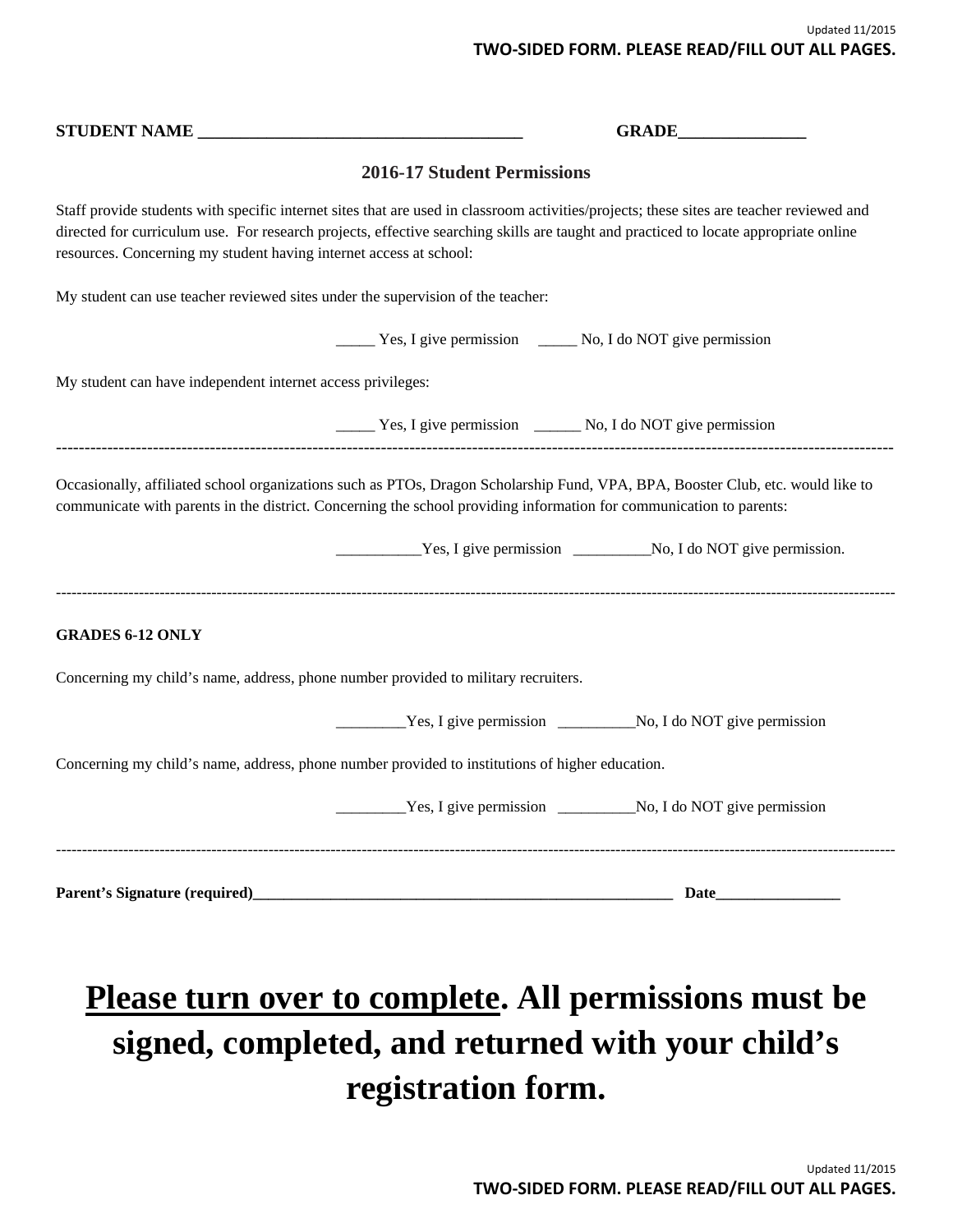**STUDENT NAME ______________________________________ GRADE_______________**

## 2016-17 Student Permissions

Staff provide students with specific internet sites that are used in classroom activities/projects; these sites are teacher reviewed and directed for curriculum use. For research projects, effective searching skills are taught and practiced to locate appropriate online resources. Concerning my student having internet access at school:

My student can use teacher reviewed sites under the supervision of the teacher:

_____ Yes, I give permission _____ No, I do NOT give permission

My student can have independent internet access privileges:

_____ Yes, I give permission ______ No, I do NOT give permission

---

Occasionally, affiliated school organizations such as PTOs, Dragon Scholarship Fund, VPA, BPA, Booster Club, etc. would like to communicate with parents in the district. Concerning the school providing information for communication to parents:

___________Yes, I give permission __________No, I do NOT give permission.

---

**GRADES 6-12 ONLY**

Concerning my child's name, address, phone number provided to military recruiters.

_________Yes, I give permission __________No, I do NOT give permission

Concerning my child's name, address, phone number provided to institutions of higher education.

_________Yes, I give permission __________No, I do NOT give permission

---

**Parent's Signature (required)_________________________________________________________ Date________________**

# <u>Please turn over to complete</u>. All permissions must be signed, completed, and returned with your child's registration form.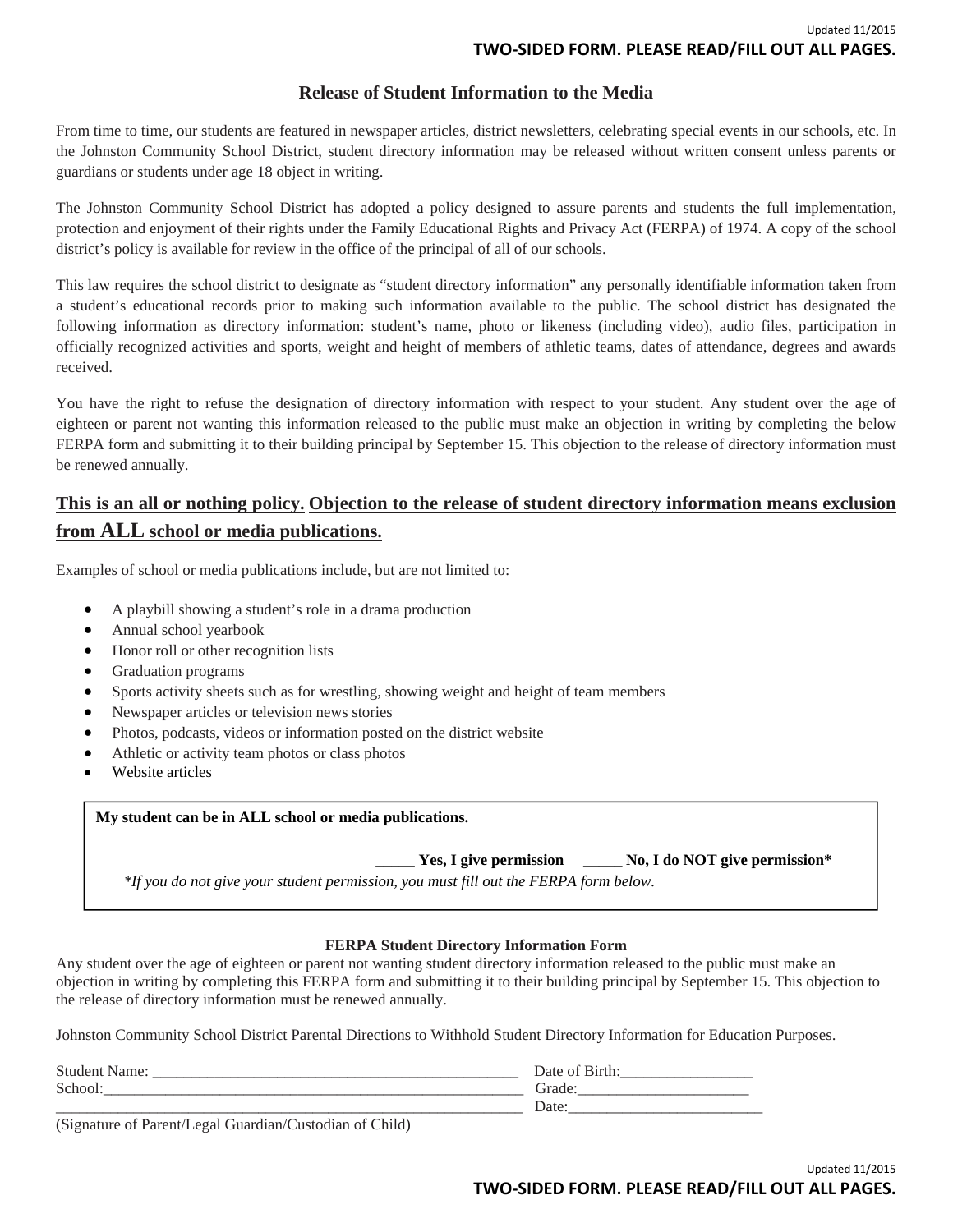# Release of Student Information to the Media

From time to time, our students are featured in newspaper articles, district newsletters, celebrating special events in our schools, etc. In the Johnston Community School District, student directory information may be released without written consent unless parents or guardians or students under age 18 object in writing.

The Johnston Community School District has adopted a policy designed to assure parents and students the full implementation, protection and enjoyment of their rights under the Family Educational Rights and Privacy Act (FERPA) of 1974. A copy of the school district's policy is available for review in the office of the principal of all of our schools.

This law requires the school district to designate as "student directory information" any personally identifiable information taken from a student's educational records prior to making such information available to the public. The school district has designated the following information as directory information: student's name, photo or likeness (including video), audio files, participation in officially recognized activities and sports, weight and height of members of athletic teams, dates of attendance, degrees and awards received.

<u>You have the right to refuse the designation of directory information with respect to your student</u>. Any student over the age of eighteen or parent not wanting this information released to the public must make an objection in writing by completing the below FERPA form and submitting it to their building principal by September 15. This objection to the release of directory information must be renewed annually.

## <u>This is an all or nothing policy. Objection to the release of student directory information means exclusion from ALL school or media publications.</u>

Examples of school or media publications include, but are not limited to:

- A playbill showing a student's role in a drama production
- Annual school yearbook
- Honor roll or other recognition lists
- Graduation programs
- Sports activity sheets such as for wrestling, showing weight and height of team members
- Newspaper articles or television news stories
- Photos, podcasts, videos or information posted on the district website
- Athletic or activity team photos or class photos
- Website articles

**My student can be in ALL school or media publications.**

**_____ Yes, I give permission     _____ No, I do NOT give permission***

*\*If you do not give your student permission, you must fill out the FERPA form below.*

### FERPA Student Directory Information Form

Any student over the age of eighteen or parent not wanting student directory information released to the public must make an objection in writing by completing this FERPA form and submitting it to their building principal by September 15. This objection to the release of directory information must be renewed annually.

Johnston Community School District Parental Directions to Withhold Student Directory Information for Education Purposes.

Student Name: ________________________________________________ Date of Birth:_________________

School:_________________________________________________________ Grade:______________________

_____________________________________________________________ Date:_________________________

(Signature of Parent/Legal Guardian/Custodian of Child)